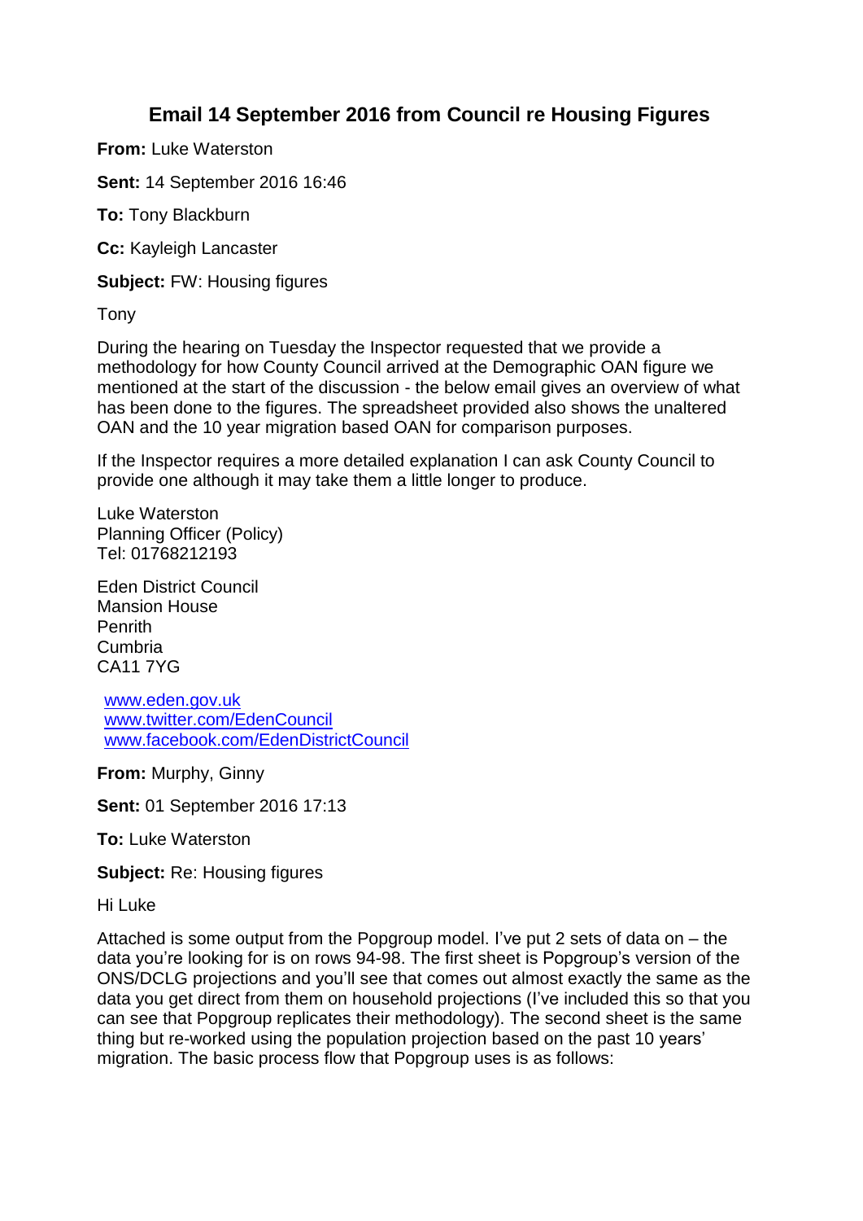# Email 14 September 2016 from Council re Housing Figures

**From:** Luke Waterston

**Sent:** 14 September 2016 16:46

**To:** Tony Blackburn

**Cc:** Kayleigh Lancaster

**Subject:** FW: Housing figures

Tony

During the hearing on Tuesday the Inspector requested that we provide a methodology for how County Council arrived at the Demographic OAN figure we mentioned at the start of the discussion - the below email gives an overview of what has been done to the figures. The spreadsheet provided also shows the unaltered OAN and the 10 year migration based OAN for comparison purposes.

If the Inspector requires a more detailed explanation I can ask County Council to provide one although it may take them a little longer to produce.

Luke Waterston  
Planning Officer (Policy)  
Tel: 01768212193

Eden District Council  
Mansion House  
Penrith  
Cumbria  
CA11 7YG

[www.eden.gov.uk](http://www.eden.gov.uk)  
[www.twitter.com/EdenCouncil](http://www.twitter.com/EdenCouncil)  
[www.facebook.com/EdenDistrictCouncil](http://www.facebook.com/EdenDistrictCouncil)

**From:** Murphy, Ginny

**Sent:** 01 September 2016 17:13

**To:** Luke Waterston

**Subject:** Re: Housing figures

Hi Luke

Attached is some output from the Popgroup model. I've put 2 sets of data on – the data you're looking for is on rows 94-98. The first sheet is Popgroup's version of the ONS/DCLG projections and you'll see that comes out almost exactly the same as the data you get direct from them on household projections (I've included this so that you can see that Popgroup replicates their methodology). The second sheet is the same thing but re-worked using the population projection based on the past 10 years' migration. The basic process flow that Popgroup uses is as follows: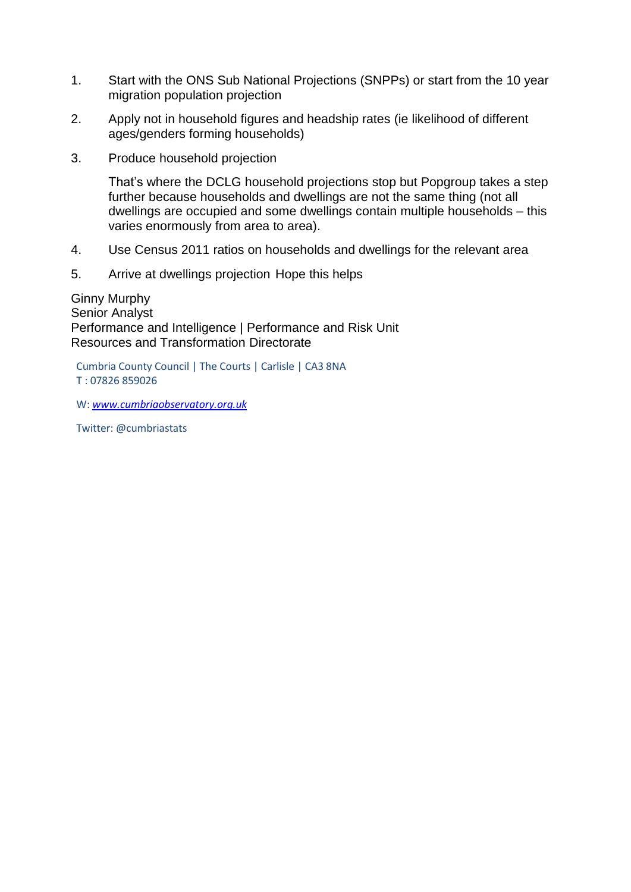1. Start with the ONS Sub National Projections (SNPPs) or start from the 10 year migration population projection

2. Apply not in household figures and headship rates (ie likelihood of different ages/genders forming households)

3. Produce household projection

   That's where the DCLG household projections stop but Popgroup takes a step further because households and dwellings are not the same thing (not all dwellings are occupied and some dwellings contain multiple households – this varies enormously from area to area).

4. Use Census 2011 ratios on households and dwellings for the relevant area

5. Arrive at dwellings projection Hope this helps

Ginny Murphy
Senior Analyst
Performance and Intelligence | Performance and Risk Unit
Resources and Transformation Directorate

Cumbria County Council | The Courts | Carlisle | CA3 8NA
T : 07826 859026

W: *www.cumbriaobservatory.org.uk*

Twitter: @cumbriastats